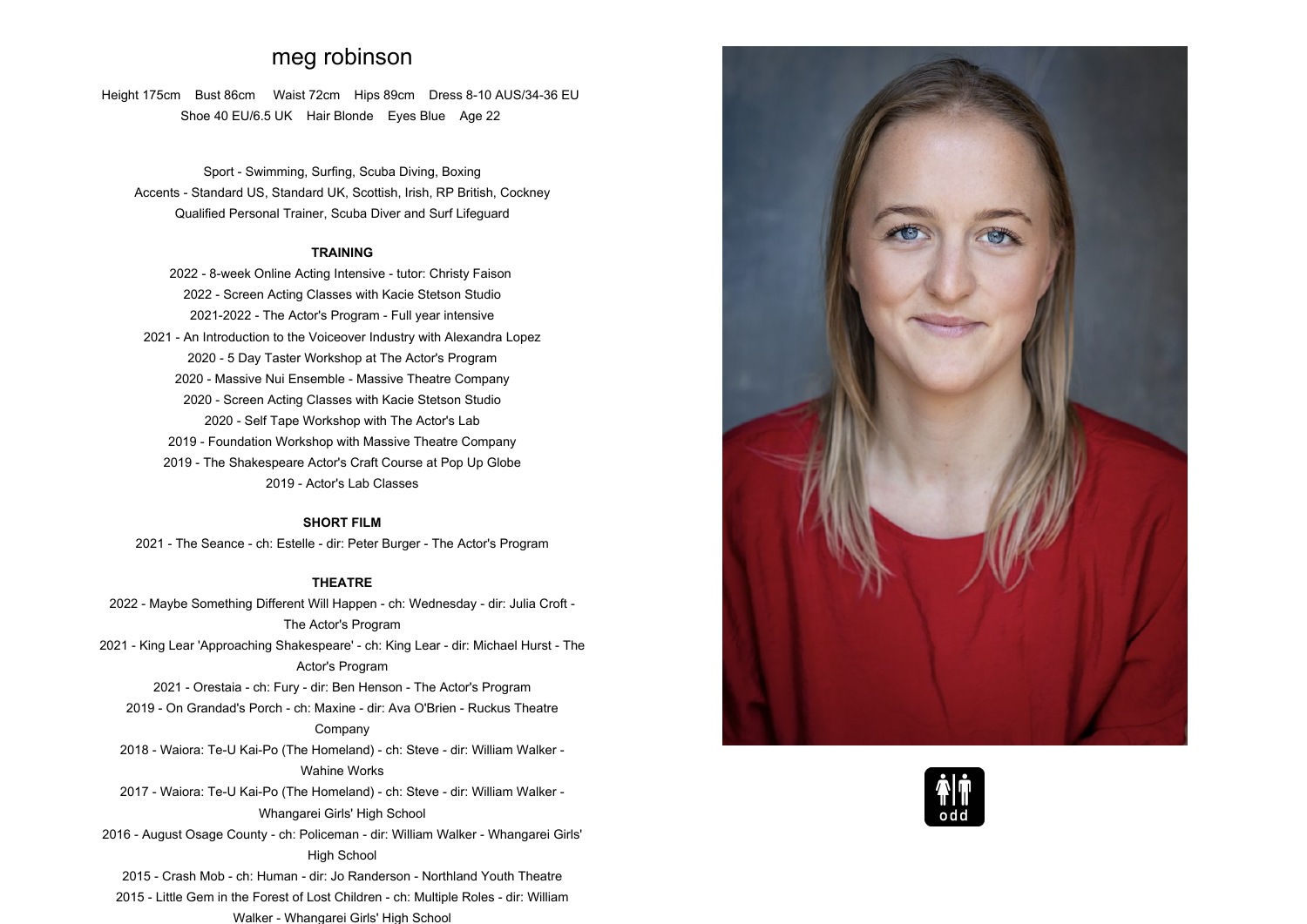# meg robinson

Height 175cm    Bust 86cm    Waist 72cm    Hips 89cm    Dress 8-10 AUS/34-36 EU
Shoe 40 EU/6.5 UK    Hair Blonde    Eyes Blue    Age 22

Sport - Swimming, Surfing, Scuba Diving, Boxing
Accents - Standard US, Standard UK, Scottish, Irish, RP British, Cockney
Qualified Personal Trainer, Scuba Diver and Surf Lifeguard

**TRAINING**

2022 - 8-week Online Acting Intensive - tutor: Christy Faison
2022 - Screen Acting Classes with Kacie Stetson Studio
2021-2022 - The Actor's Program - Full year intensive
2021 - An Introduction to the Voiceover Industry with Alexandra Lopez
2020 - 5 Day Taster Workshop at The Actor's Program
2020 - Massive Nui Ensemble - Massive Theatre Company
2020 - Screen Acting Classes with Kacie Stetson Studio
2020 - Self Tape Workshop with The Actor's Lab
2019 - Foundation Workshop with Massive Theatre Company
2019 - The Shakespeare Actor's Craft Course at Pop Up Globe
2019 - Actor's Lab Classes

**SHORT FILM**

2021 - The Seance - ch: Estelle - dir: Peter Burger - The Actor's Program

**THEATRE**

2022 - Maybe Something Different Will Happen - ch: Wednesday - dir: Julia Croft - The Actor's Program
2021 - King Lear 'Approaching Shakespeare' - ch: King Lear - dir: Michael Hurst - The Actor's Program
2021 - Orestaia - ch: Fury - dir: Ben Henson - The Actor's Program
2019 - On Grandad's Porch - ch: Maxine - dir: Ava O'Brien - Ruckus Theatre Company
2018 - Waiora: Te-U Kai-Po (The Homeland) - ch: Steve - dir: William Walker - Wahine Works
2017 - Waiora: Te-U Kai-Po (The Homeland) - ch: Steve - dir: William Walker - Whangarei Girls' High School
2016 - August Osage County - ch: Policeman - dir: William Walker - Whangarei Girls' High School
2015 - Crash Mob - ch: Human - dir: Jo Randerson - Northland Youth Theatre
2015 - Little Gem in the Forest of Lost Children - ch: Multiple Roles - dir: William Walker - Whangarei Girls' High School

odd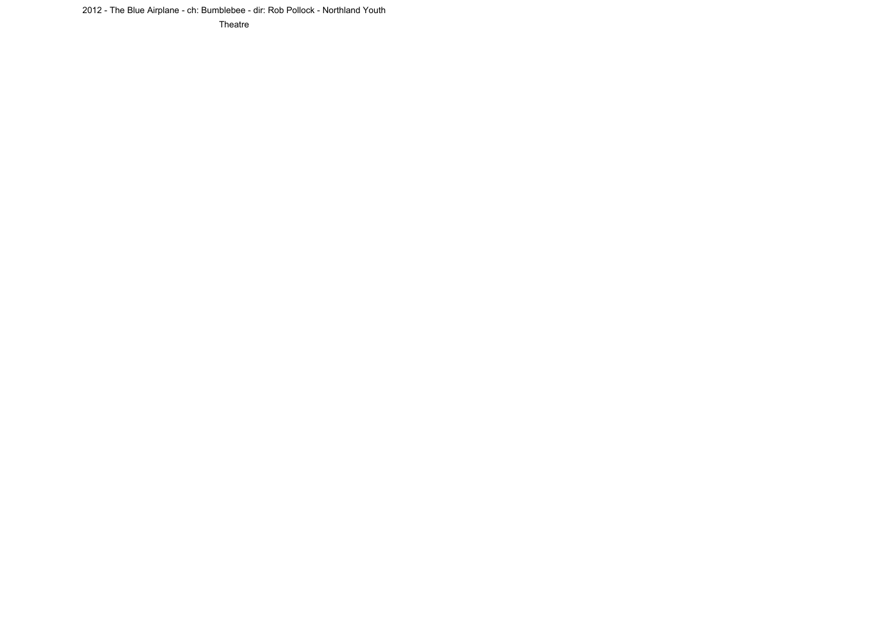2012 - The Blue Airplane - ch: Bumblebee - dir: Rob Pollock - Northland Youth Theatre